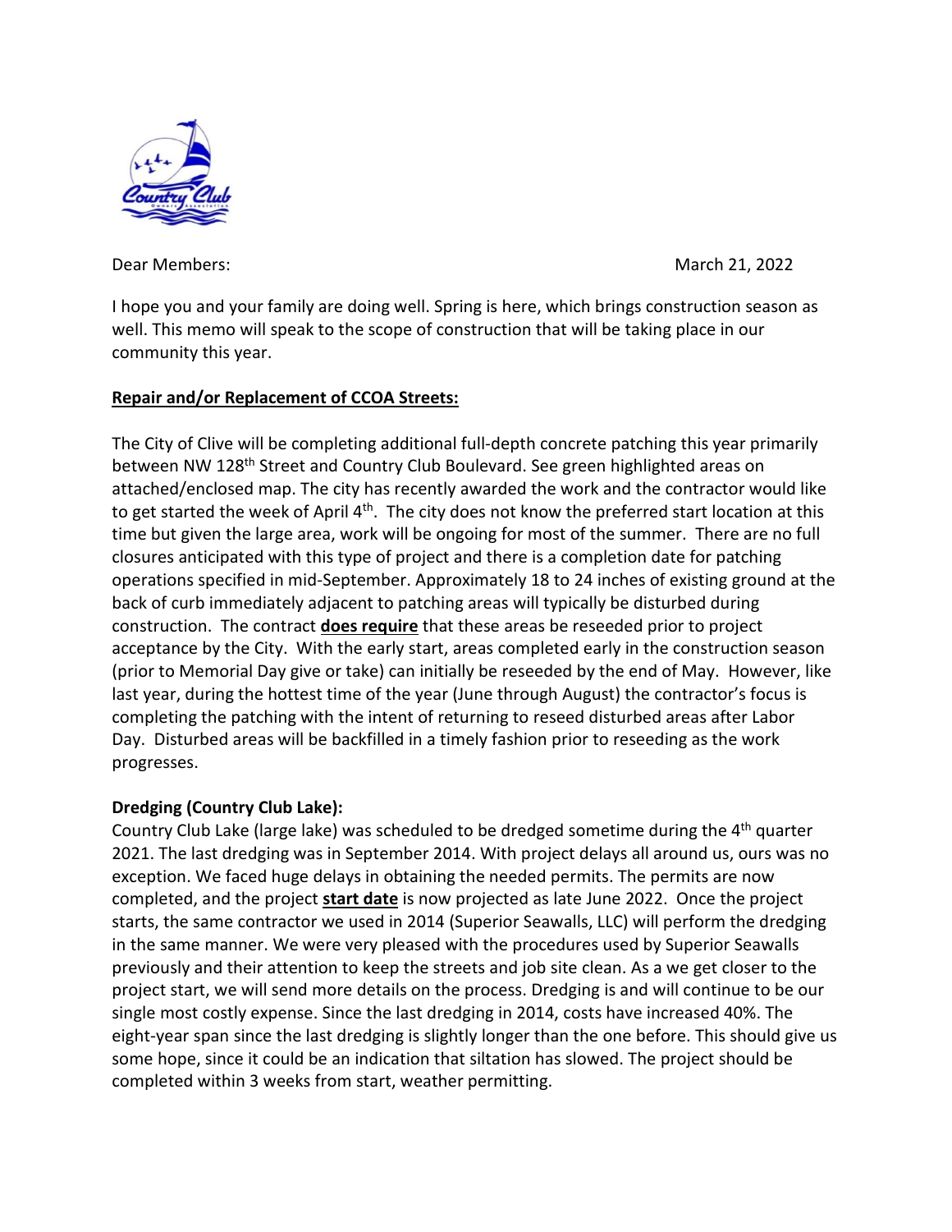Dear Members:

March 21, 2022

I hope you and your family are doing well. Spring is here, which brings construction season as well. This memo will speak to the scope of construction that will be taking place in our community this year.

**<u>Repair and/or Replacement of CCOA Streets:</u>**

The City of Clive will be completing additional full-depth concrete patching this year primarily between NW 128th Street and Country Club Boulevard. See green highlighted areas on attached/enclosed map. The city has recently awarded the work and the contractor would like to get started the week of April 4th. The city does not know the preferred start location at this time but given the large area, work will be ongoing for most of the summer. There are no full closures anticipated with this type of project and there is a completion date for patching operations specified in mid-September. Approximately 18 to 24 inches of existing ground at the back of curb immediately adjacent to patching areas will typically be disturbed during construction. The contract **<u>does require</u>** that these areas be reseeded prior to project acceptance by the City. With the early start, areas completed early in the construction season (prior to Memorial Day give or take) can initially be reseeded by the end of May. However, like last year, during the hottest time of the year (June through August) the contractor's focus is completing the patching with the intent of returning to reseed disturbed areas after Labor Day. Disturbed areas will be backfilled in a timely fashion prior to reseeding as the work progresses.

**Dredging (Country Club Lake):**

Country Club Lake (large lake) was scheduled to be dredged sometime during the 4th quarter 2021. The last dredging was in September 2014. With project delays all around us, ours was no exception. We faced huge delays in obtaining the needed permits. The permits are now completed, and the project **<u>start date</u>** is now projected as late June 2022. Once the project starts, the same contractor we used in 2014 (Superior Seawalls, LLC) will perform the dredging in the same manner. We were very pleased with the procedures used by Superior Seawalls previously and their attention to keep the streets and job site clean. As a we get closer to the project start, we will send more details on the process. Dredging is and will continue to be our single most costly expense. Since the last dredging in 2014, costs have increased 40%. The eight-year span since the last dredging is slightly longer than the one before. This should give us some hope, since it could be an indication that siltation has slowed. The project should be completed within 3 weeks from start, weather permitting.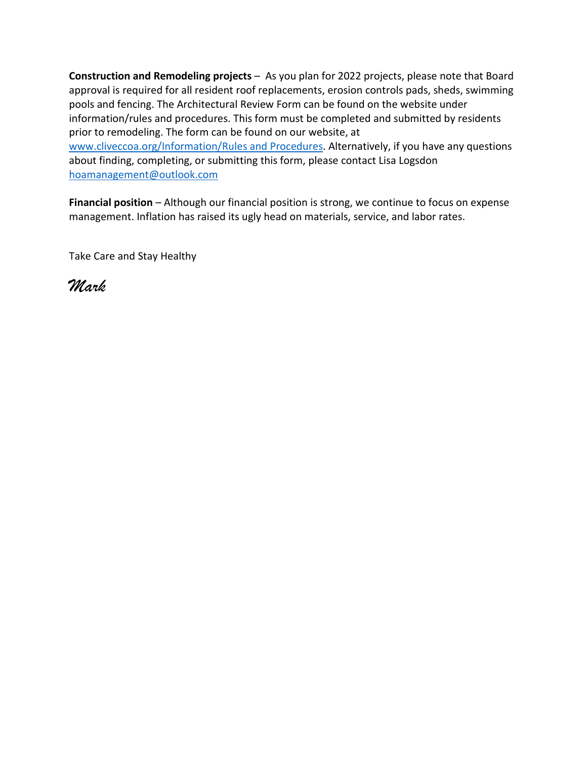**Construction and Remodeling projects** – As you plan for 2022 projects, please note that Board approval is required for all resident roof replacements, erosion controls pads, sheds, swimming pools and fencing. The Architectural Review Form can be found on the website under information/rules and procedures. This form must be completed and submitted by residents prior to remodeling. The form can be found on our website, at www.cliveccoa.org/Information/Rules and Procedures. Alternatively, if you have any questions about finding, completing, or submitting this form, please contact Lisa Logsdon hoamanagement@outlook.com

**Financial position** – Although our financial position is strong, we continue to focus on expense management. Inflation has raised its ugly head on materials, service, and labor rates.

Take Care and Stay Healthy

*Mark*